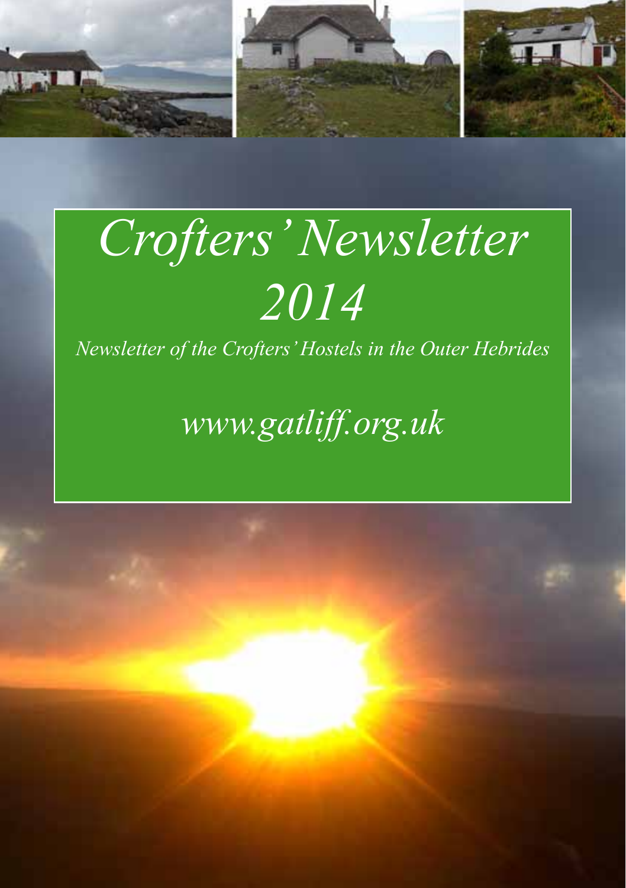# *Crofters' Newsletter 2014*

*Newsletter of the Crofters' Hostels in the Outer Hebrides*

*www.gatliff.org.uk*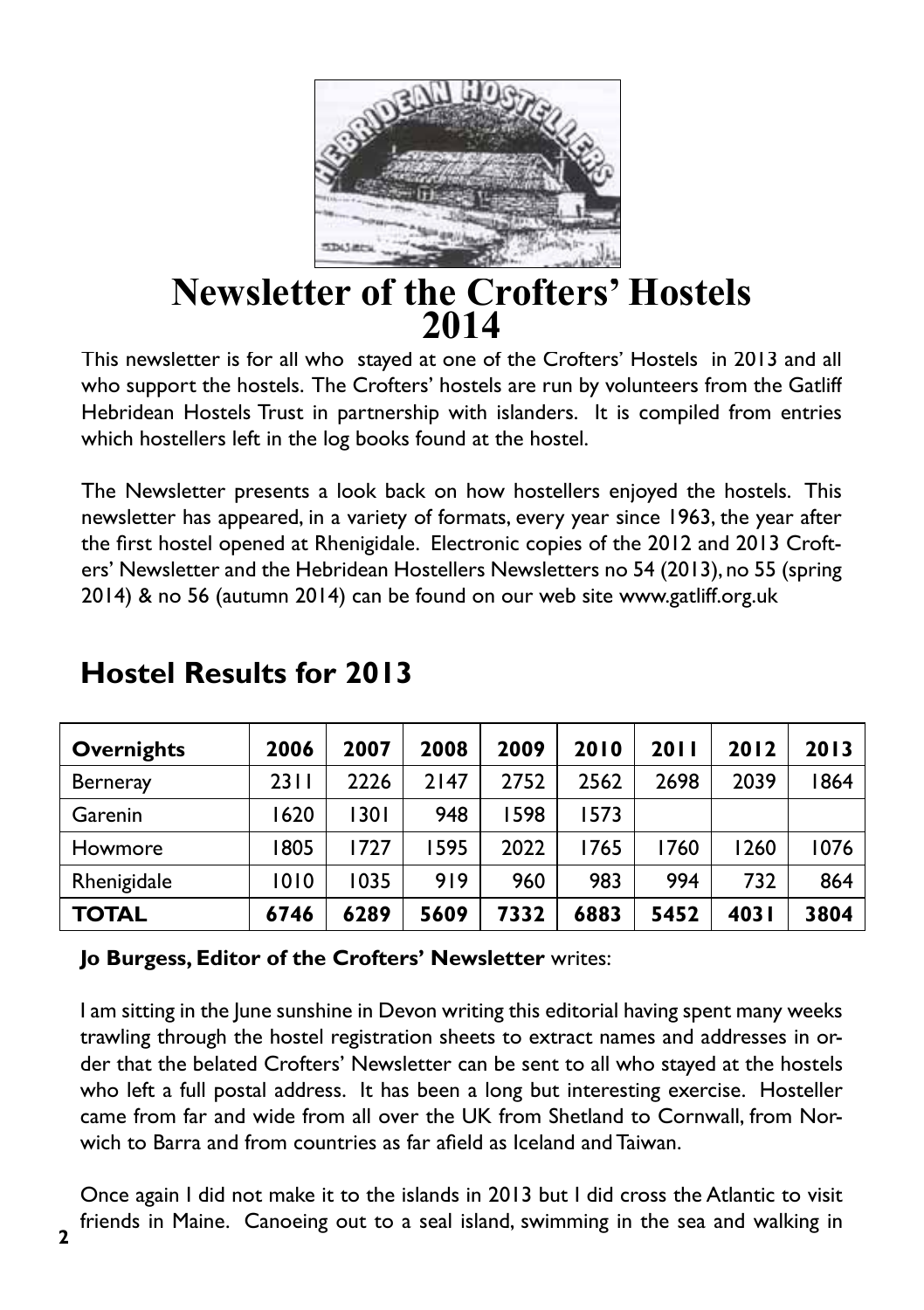# Newsletter of the Crofters' Hostels 2014

This newsletter is for all who stayed at one of the Crofters' Hostels in 2013 and all who support the hostels. The Crofters' hostels are run by volunteers from the Gatliff Hebridean Hostels Trust in partnership with islanders. It is compiled from entries which hostellers left in the log books found at the hostel.

The Newsletter presents a look back on how hostellers enjoyed the hostels. This newsletter has appeared, in a variety of formats, every year since 1963, the year after the first hostel opened at Rhenigidale. Electronic copies of the 2012 and 2013 Crofters' Newsletter and the Hebridean Hostellers Newsletters no 54 (2013), no 55 (spring 2014) & no 56 (autumn 2014) can be found on our web site www.gatliff.org.uk

## Hostel Results for 2013

| **Overnights** | **2006** | **2007** | **2008** | **2009** | **2010** | **2011** | **2012** | **2013** |
|---|---|---|---|---|---|---|---|---|
| Berneray | 2311 | 2226 | 2147 | 2752 | 2562 | 2698 | 2039 | 1864 |
| Garenin | 1620 | 1301 | 948 | 1598 | 1573 | | | |
| Howmore | 1805 | 1727 | 1595 | 2022 | 1765 | 1760 | 1260 | 1076 |
| Rhenigidale | 1010 | 1035 | 919 | 960 | 983 | 994 | 732 | 864 |
| **TOTAL** | **6746** | **6289** | **5609** | **7332** | **6883** | **5452** | **4031** | **3804** |

**Jo Burgess, Editor of the Crofters' Newsletter** writes:

I am sitting in the June sunshine in Devon writing this editorial having spent many weeks trawling through the hostel registration sheets to extract names and addresses in order that the belated Crofters' Newsletter can be sent to all who stayed at the hostels who left a full postal address. It has been a long but interesting exercise. Hosteller came from far and wide from all over the UK from Shetland to Cornwall, from Norwich to Barra and from countries as far afield as Iceland and Taiwan.

Once again I did not make it to the islands in 2013 but I did cross the Atlantic to visit friends in Maine. Canoeing out to a seal island, swimming in the sea and walking in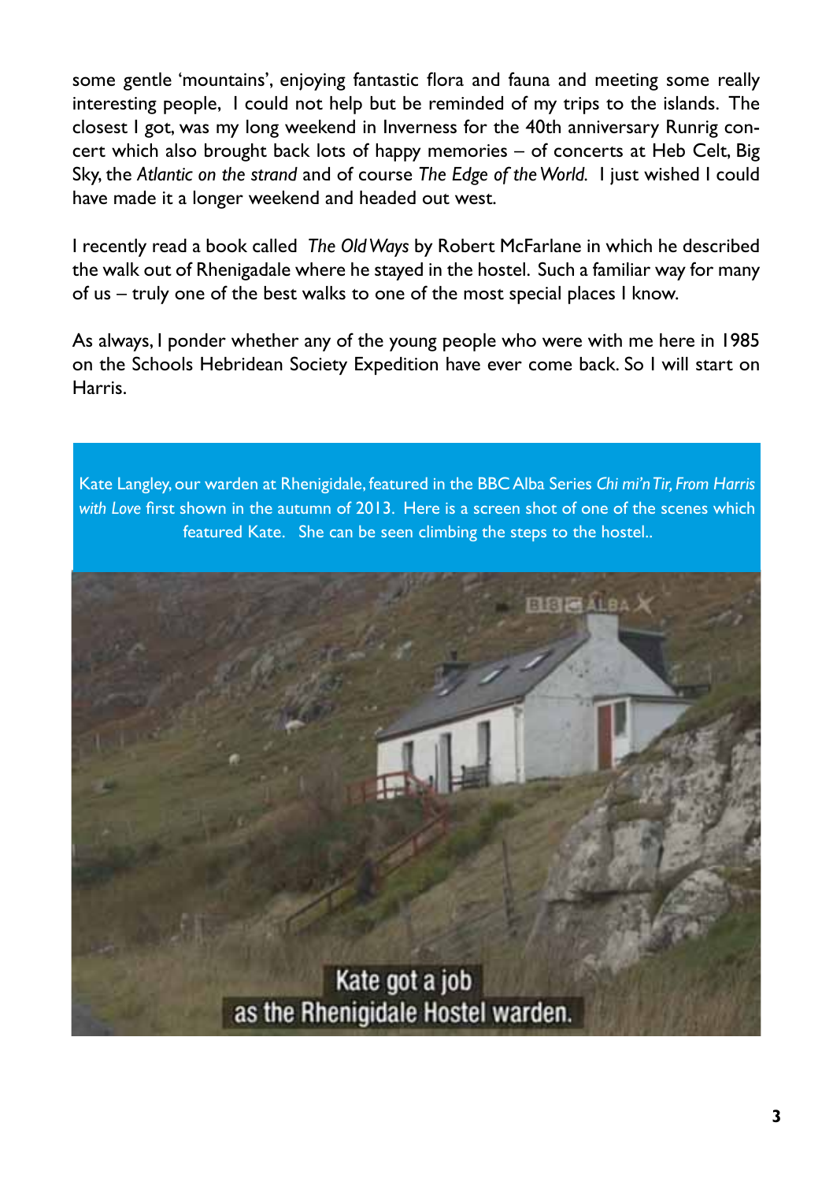some gentle 'mountains', enjoying fantastic flora and fauna and meeting some really interesting people, I could not help but be reminded of my trips to the islands. The closest I got, was my long weekend in Inverness for the 40th anniversary Runrig concert which also brought back lots of happy memories – of concerts at Heb Celt, Big Sky, the *Atlantic on the strand* and of course *The Edge of the World*. I just wished I could have made it a longer weekend and headed out west.

I recently read a book called *The Old Ways* by Robert McFarlane in which he described the walk out of Rhenigadale where he stayed in the hostel. Such a familiar way for many of us – truly one of the best walks to one of the most special places I know.

As always, I ponder whether any of the young people who were with me here in 1985 on the Schools Hebridean Society Expedition have ever come back. So I will start on Harris.

Kate Langley, our warden at Rhenigidale, featured in the BBC Alba Series *Chi mi'n Tir, From Harris with Love* first shown in the autumn of 2013. Here is a screen shot of one of the scenes which featured Kate. She can be seen climbing the steps to the hostel..

Kate got a job
as the Rhenigidale Hostel warden.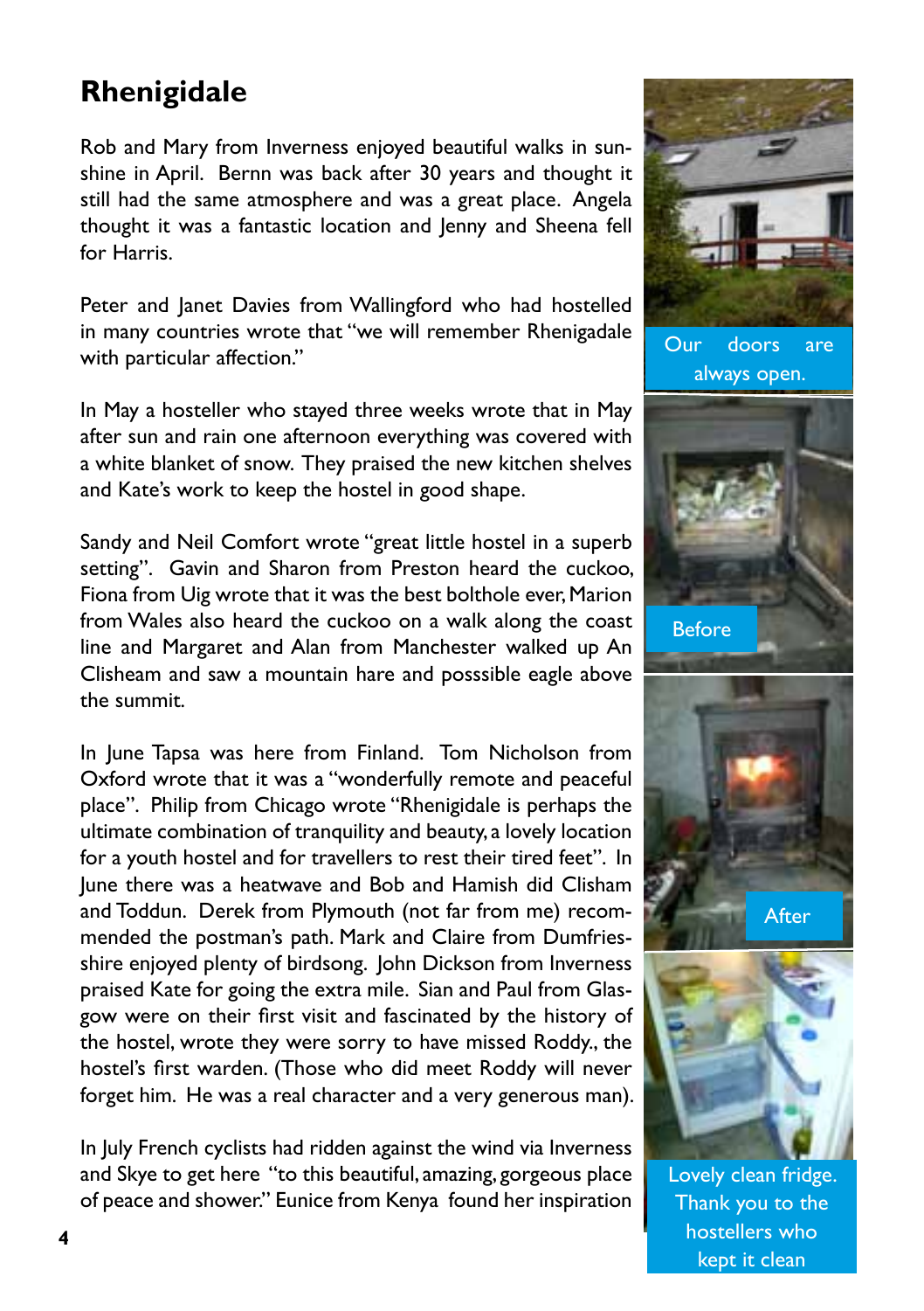# Rhenigidale

Rob and Mary from Inverness enjoyed beautiful walks in sunshine in April. Bernn was back after 30 years and thought it still had the same atmosphere and was a great place. Angela thought it was a fantastic location and Jenny and Sheena fell for Harris.

Peter and Janet Davies from Wallingford who had hostelled in many countries wrote that "we will remember Rhenigadale with particular affection."

In May a hosteller who stayed three weeks wrote that in May after sun and rain one afternoon everything was covered with a white blanket of snow. They praised the new kitchen shelves and Kate's work to keep the hostel in good shape.

Sandy and Neil Comfort wrote "great little hostel in a superb setting". Gavin and Sharon from Preston heard the cuckoo, Fiona from Uig wrote that it was the best bolthole ever, Marion from Wales also heard the cuckoo on a walk along the coast line and Margaret and Alan from Manchester walked up An Clisheam and saw a mountain hare and posssible eagle above the summit.

In June Tapsa was here from Finland. Tom Nicholson from Oxford wrote that it was a "wonderfully remote and peaceful place". Philip from Chicago wrote "Rhenigidale is perhaps the ultimate combination of tranquility and beauty, a lovely location for a youth hostel and for travellers to rest their tired feet". In June there was a heatwave and Bob and Hamish did Clisham and Toddun. Derek from Plymouth (not far from me) recommended the postman's path. Mark and Claire from Dumfriesshire enjoyed plenty of birdsong. John Dickson from Inverness praised Kate for going the extra mile. Sian and Paul from Glasgow were on their first visit and fascinated by the history of the hostel, wrote they were sorry to have missed Roddy., the hostel's first warden. (Those who did meet Roddy will never forget him. He was a real character and a very generous man).

In July French cyclists had ridden against the wind via Inverness and Skye to get here "to this beautiful, amazing, gorgeous place of peace and shower." Eunice from Kenya found her inspiration

Our doors are always open.

Before

After

Lovely clean fridge. Thank you to the hostellers who kept it clean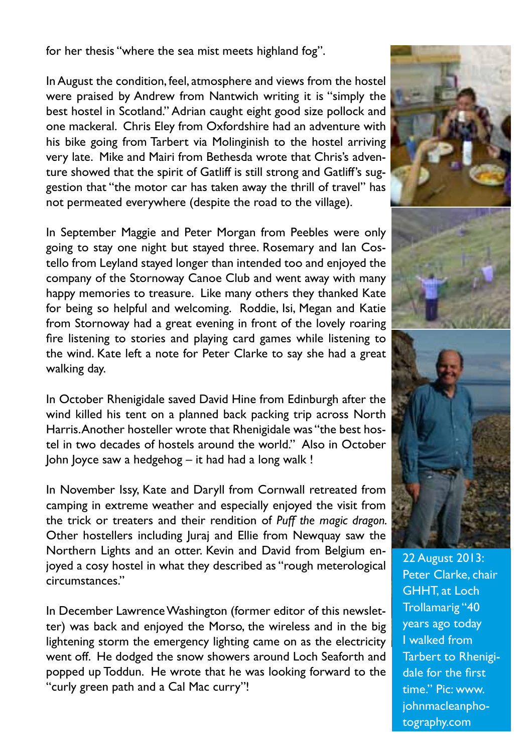for her thesis "where the sea mist meets highland fog".

In August the condition, feel, atmosphere and views from the hostel were praised by Andrew from Nantwich writing it is "simply the best hostel in Scotland." Adrian caught eight good size pollock and one mackeral. Chris Eley from Oxfordshire had an adventure with his bike going from Tarbert via Molinginish to the hostel arriving very late. Mike and Mairi from Bethesda wrote that Chris's adventure showed that the spirit of Gatliff is still strong and Gatliff's suggestion that "the motor car has taken away the thrill of travel" has not permeated everywhere (despite the road to the village).

In September Maggie and Peter Morgan from Peebles were only going to stay one night but stayed three. Rosemary and Ian Costello from Leyland stayed longer than intended too and enjoyed the company of the Stornoway Canoe Club and went away with many happy memories to treasure. Like many others they thanked Kate for being so helpful and welcoming. Roddie, Isi, Megan and Katie from Stornoway had a great evening in front of the lovely roaring fire listening to stories and playing card games while listening to the wind. Kate left a note for Peter Clarke to say she had a great walking day.

In October Rhenigidale saved David Hine from Edinburgh after the wind killed his tent on a planned back packing trip across North Harris. Another hosteller wrote that Rhenigidale was "the best hostel in two decades of hostels around the world." Also in October John Joyce saw a hedgehog – it had had a long walk !

In November Issy, Kate and Daryll from Cornwall retreated from camping in extreme weather and especially enjoyed the visit from the trick or treaters and their rendition of *Puff the magic dragon*. Other hostellers including Juraj and Ellie from Newquay saw the Northern Lights and an otter. Kevin and David from Belgium enjoyed a cosy hostel in what they described as "rough meterological circumstances."

In December Lawrence Washington (former editor of this newsletter) was back and enjoyed the Morso, the wireless and in the big lightening storm the emergency lighting came on as the electricity went off. He dodged the snow showers around Loch Seaforth and popped up Toddun. He wrote that he was looking forward to the "curly green path and a Cal Mac curry"!

22 August 2013: Peter Clarke, chair GHHT, at Loch Trollamarig "40 years ago today I walked from Tarbert to Rhenigidale for the first time." Pic: www.johnmacleanphotography.com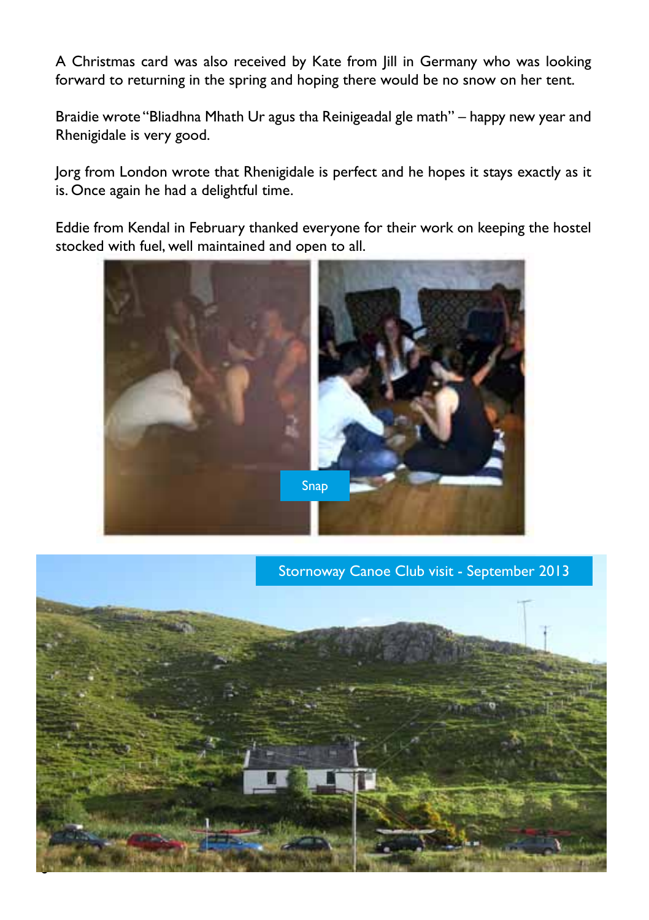A Christmas card was also received by Kate from Jill in Germany who was looking forward to returning in the spring and hoping there would be no snow on her tent.

Braidie wrote "Bliadhna Mhath Ur agus tha Reinigeadal gle math" – happy new year and Rhenigidale is very good.

Jorg from London wrote that Rhenigidale is perfect and he hopes it stays exactly as it is. Once again he had a delightful time.

Eddie from Kendal in February thanked everyone for their work on keeping the hostel stocked with fuel, well maintained and open to all.

Snap

Stornoway Canoe Club visit - September 2013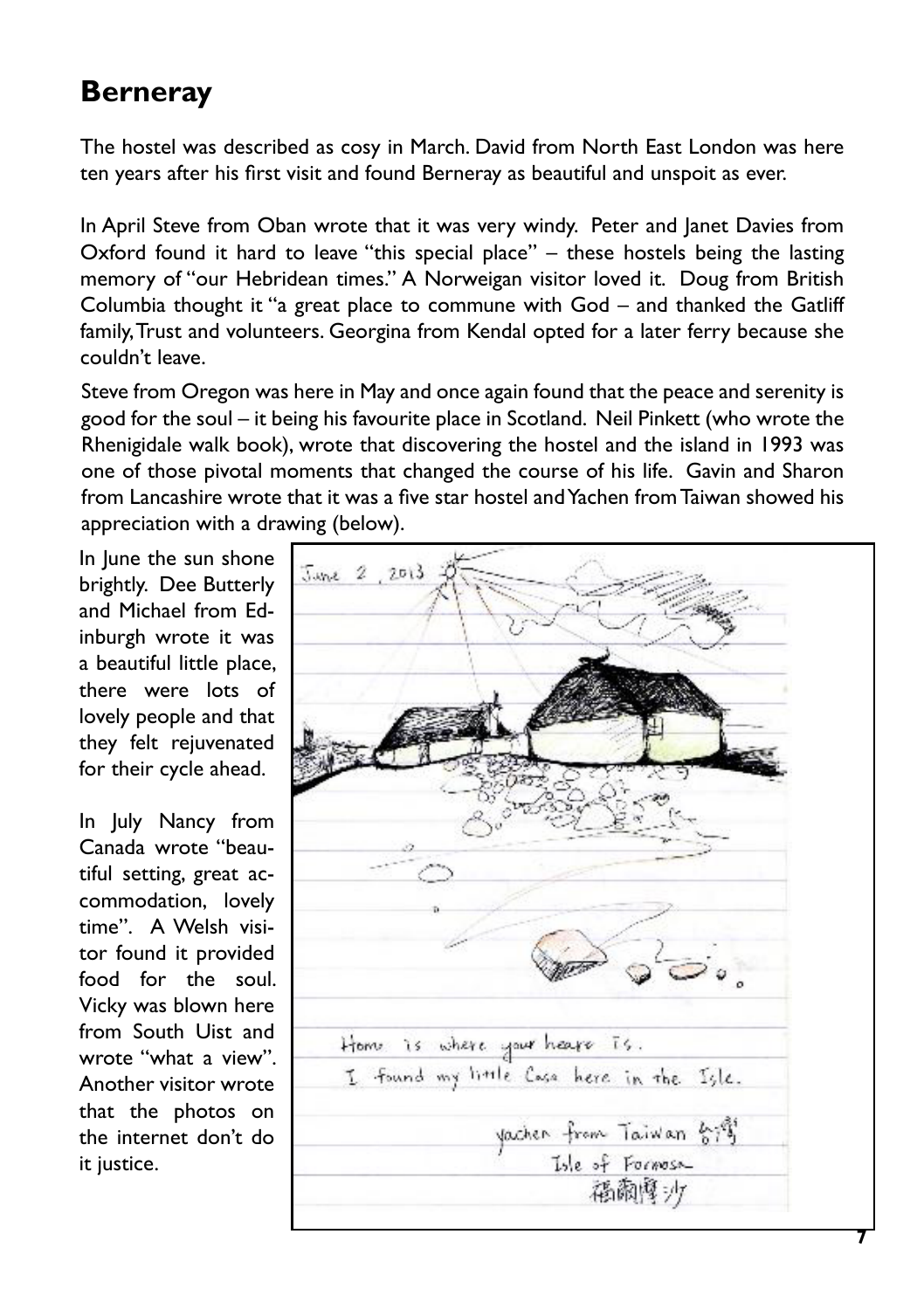## Berneray

The hostel was described as cosy in March. David from North East London was here ten years after his first visit and found Berneray as beautiful and unspoit as ever.

In April Steve from Oban wrote that it was very windy. Peter and Janet Davies from Oxford found it hard to leave "this special place" – these hostels being the lasting memory of "our Hebridean times." A Norweigan visitor loved it. Doug from British Columbia thought it "a great place to commune with God – and thanked the Gatliff family, Trust and volunteers. Georgina from Kendal opted for a later ferry because she couldn't leave.

Steve from Oregon was here in May and once again found that the peace and serenity is good for the soul – it being his favourite place in Scotland. Neil Pinkett (who wrote the Rhenigidale walk book), wrote that discovering the hostel and the island in 1993 was one of those pivotal moments that changed the course of his life. Gavin and Sharon from Lancashire wrote that it was a five star hostel and Yachen from Taiwan showed his appreciation with a drawing (below).

In June the sun shone brightly. Dee Butterly and Michael from Edinburgh wrote it was a beautiful little place, there were lots of lovely people and that they felt rejuvenated for their cycle ahead.

In July Nancy from Canada wrote "beautiful setting, great accommodation, lovely time". A Welsh visitor found it provided food for the soul. Vicky was blown here from South Uist and wrote "what a view". Another visitor wrote that the photos on the internet don't do it justice.

June 2, 2013

Home is where your heart is.
I found my little Casa here in the Isle.

yachen from Taiwan 台灣
Isle of Formosa
福爾摩沙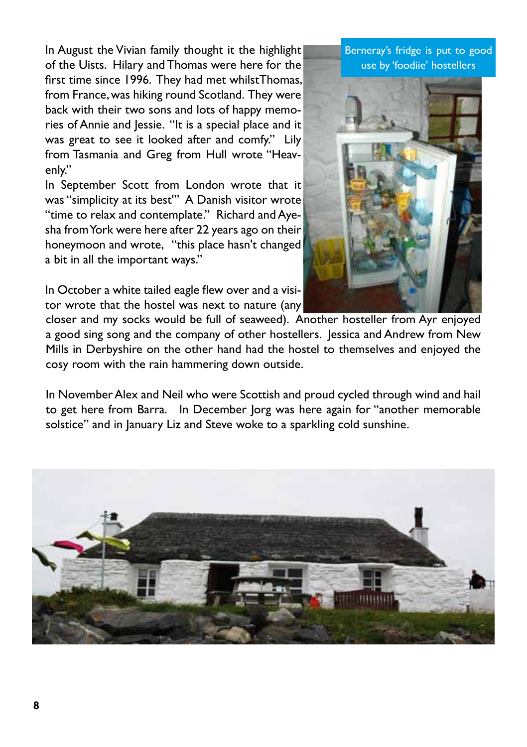In August the Vivian family thought it the highlight of the Uists. Hilary and Thomas were here for the first time since 1996. They had met whilst Thomas, from France, was hiking round Scotland. They were back with their two sons and lots of happy memories of Annie and Jessie. "It is a special place and it was great to see it looked after and comfy." Lily from Tasmania and Greg from Hull wrote "Heavenly."

In September Scott from London wrote that it was "simplicity at its best"' A Danish visitor wrote "time to relax and contemplate." Richard and Ayesha from York were here after 22 years ago on their honeymoon and wrote, "this place hasn't changed a bit in all the important ways."

Berneray's fridge is put to good use by 'foodiie' hostellers

In October a white tailed eagle flew over and a visitor wrote that the hostel was next to nature (any closer and my socks would be full of seaweed). Another hosteller from Ayr enjoyed a good sing song and the company of other hostellers. Jessica and Andrew from New Mills in Derbyshire on the other hand had the hostel to themselves and enjoyed the cosy room with the rain hammering down outside.

In November Alex and Neil who were Scottish and proud cycled through wind and hail to get here from Barra. In December Jorg was here again for "another memorable solstice" and in January Liz and Steve woke to a sparkling cold sunshine.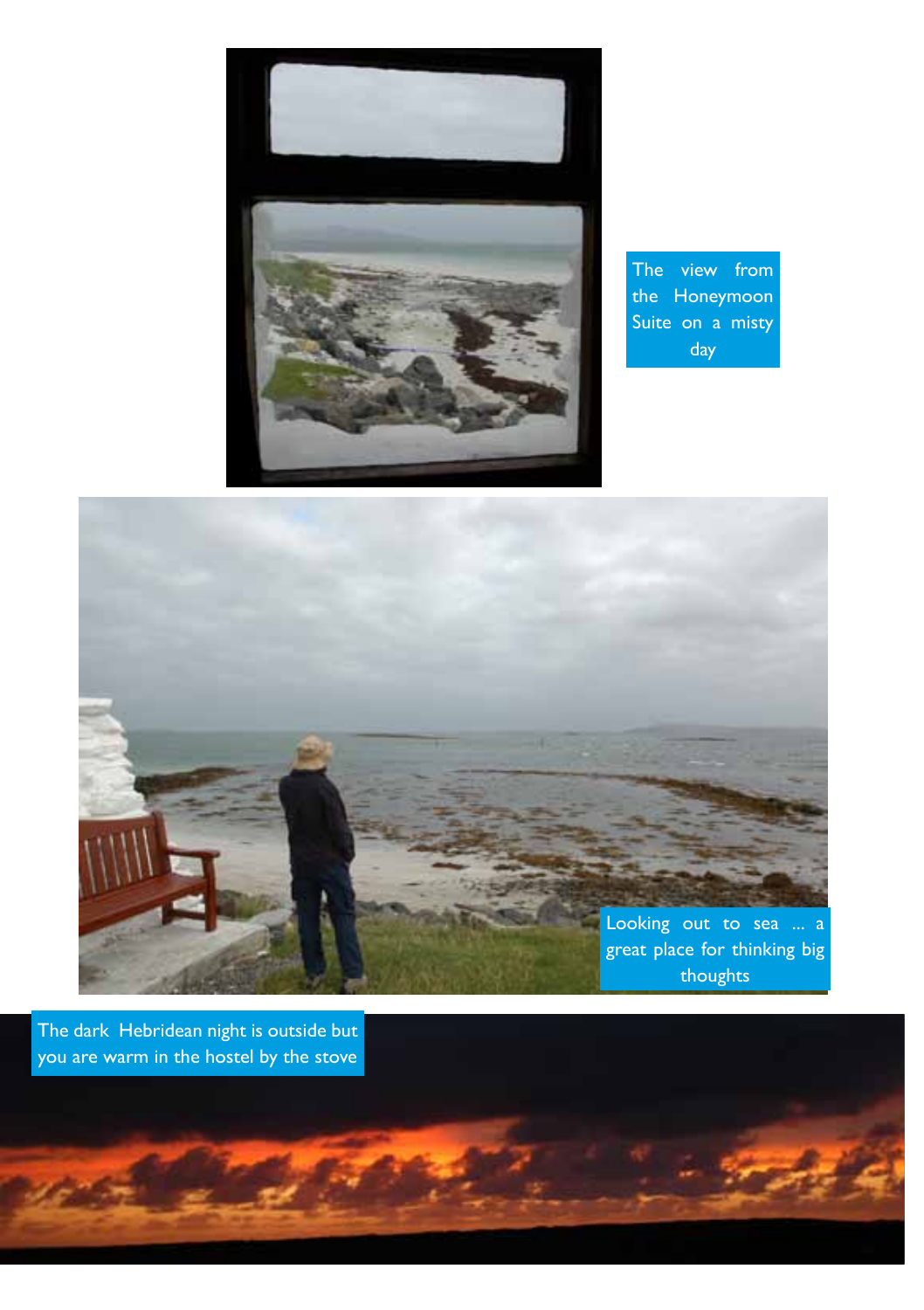The view from the Honeymoon Suite on a misty day

Looking out to sea ... a great place for thinking big thoughts

The dark Hebridean night is outside but you are warm in the hostel by the stove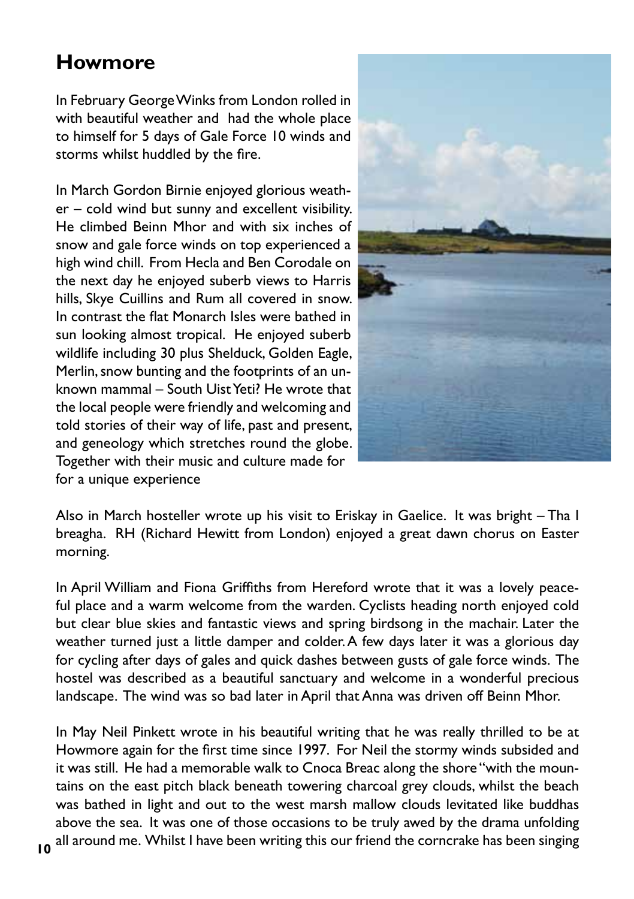## Howmore

In February George Winks from London rolled in with beautiful weather and had the whole place to himself for 5 days of Gale Force 10 winds and storms whilst huddled by the fire.

In March Gordon Birnie enjoyed glorious weather – cold wind but sunny and excellent visibility. He climbed Beinn Mhor and with six inches of snow and gale force winds on top experienced a high wind chill. From Hecla and Ben Corodale on the next day he enjoyed suberb views to Harris hills, Skye Cuillins and Rum all covered in snow. In contrast the flat Monarch Isles were bathed in sun looking almost tropical. He enjoyed suberb wildlife including 30 plus Shelduck, Golden Eagle, Merlin, snow bunting and the footprints of an unknown mammal – South Uist Yeti? He wrote that the local people were friendly and welcoming and told stories of their way of life, past and present, and geneology which stretches round the globe. Together with their music and culture made for for a unique experience

Also in March hosteller wrote up his visit to Eriskay in Gaelice. It was bright – Tha I breagha. RH (Richard Hewitt from London) enjoyed a great dawn chorus on Easter morning.

In April William and Fiona Griffiths from Hereford wrote that it was a lovely peaceful place and a warm welcome from the warden. Cyclists heading north enjoyed cold but clear blue skies and fantastic views and spring birdsong in the machair. Later the weather turned just a little damper and colder. A few days later it was a glorious day for cycling after days of gales and quick dashes between gusts of gale force winds. The hostel was described as a beautiful sanctuary and welcome in a wonderful precious landscape. The wind was so bad later in April that Anna was driven off Beinn Mhor.

In May Neil Pinkett wrote in his beautiful writing that he was really thrilled to be at Howmore again for the first time since 1997. For Neil the stormy winds subsided and it was still. He had a memorable walk to Cnoca Breac along the shore "with the mountains on the east pitch black beneath towering charcoal grey clouds, whilst the beach was bathed in light and out to the west marsh mallow clouds levitated like buddhas above the sea. It was one of those occasions to be truly awed by the drama unfolding all around me. Whilst I have been writing this our friend the corncrake has been singing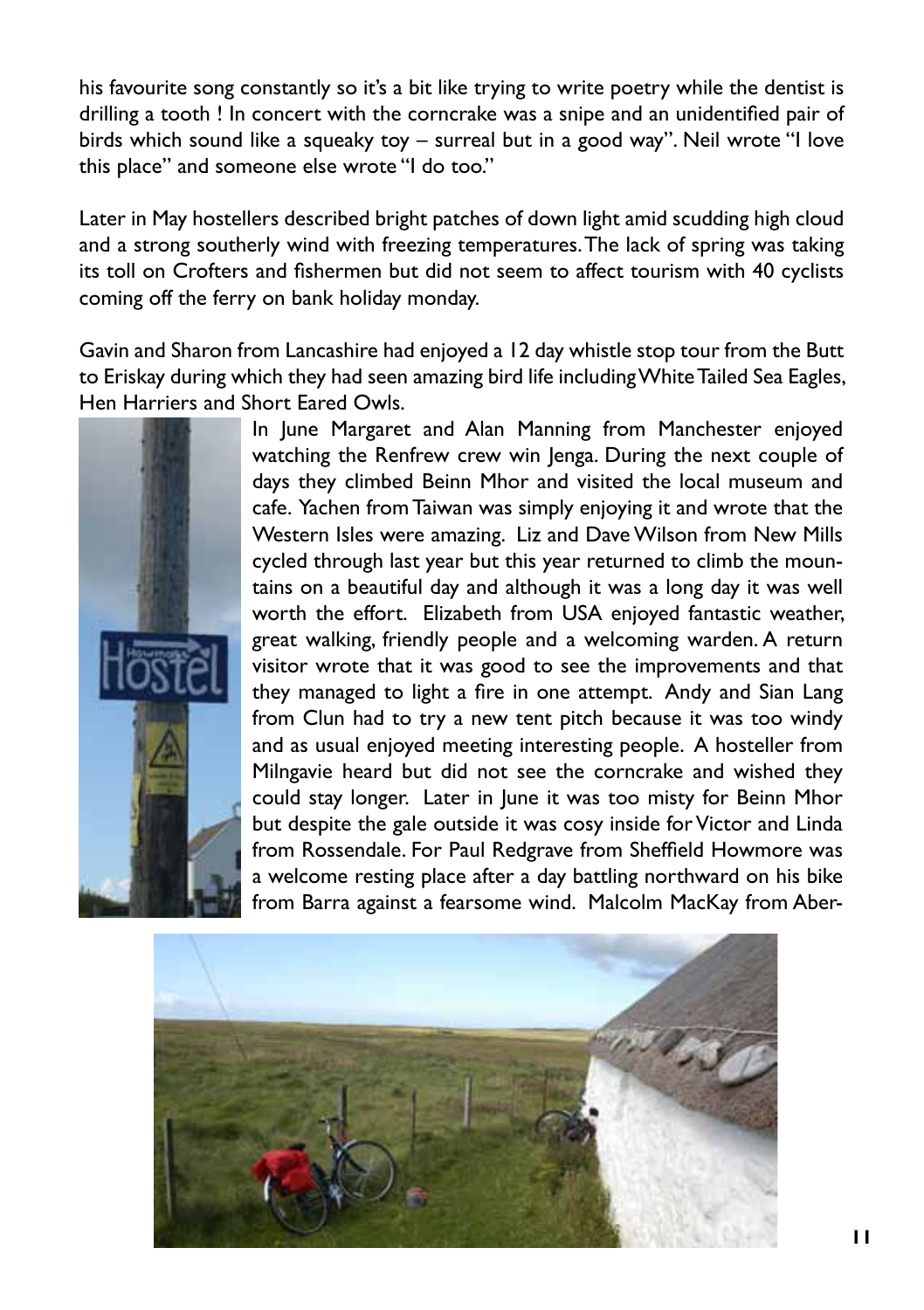his favourite song constantly so it's a bit like trying to write poetry while the dentist is drilling a tooth ! In concert with the corncrake was a snipe and an unidentified pair of birds which sound like a squeaky toy – surreal but in a good way". Neil wrote "I love this place" and someone else wrote "I do too."

Later in May hostellers described bright patches of down light amid scudding high cloud and a strong southerly wind with freezing temperatures. The lack of spring was taking its toll on Crofters and fishermen but did not seem to affect tourism with 40 cyclists coming off the ferry on bank holiday monday.

Gavin and Sharon from Lancashire had enjoyed a 12 day whistle stop tour from the Butt to Eriskay during which they had seen amazing bird life including White Tailed Sea Eagles, Hen Harriers and Short Eared Owls.

In June Margaret and Alan Manning from Manchester enjoyed watching the Renfrew crew win Jenga. During the next couple of days they climbed Beinn Mhor and visited the local museum and cafe. Yachen from Taiwan was simply enjoying it and wrote that the Western Isles were amazing. Liz and Dave Wilson from New Mills cycled through last year but this year returned to climb the mountains on a beautiful day and although it was a long day it was well worth the effort. Elizabeth from USA enjoyed fantastic weather, great walking, friendly people and a welcoming warden. A return visitor wrote that it was good to see the improvements and that they managed to light a fire in one attempt. Andy and Sian Lang from Clun had to try a new tent pitch because it was too windy and as usual enjoyed meeting interesting people. A hosteller from Milngavie heard but did not see the corncrake and wished they could stay longer. Later in June it was too misty for Beinn Mhor but despite the gale outside it was cosy inside for Victor and Linda from Rossendale. For Paul Redgrave from Sheffield Howmore was a welcome resting place after a day battling northward on his bike from Barra against a fearsome wind. Malcolm MacKay from Aber-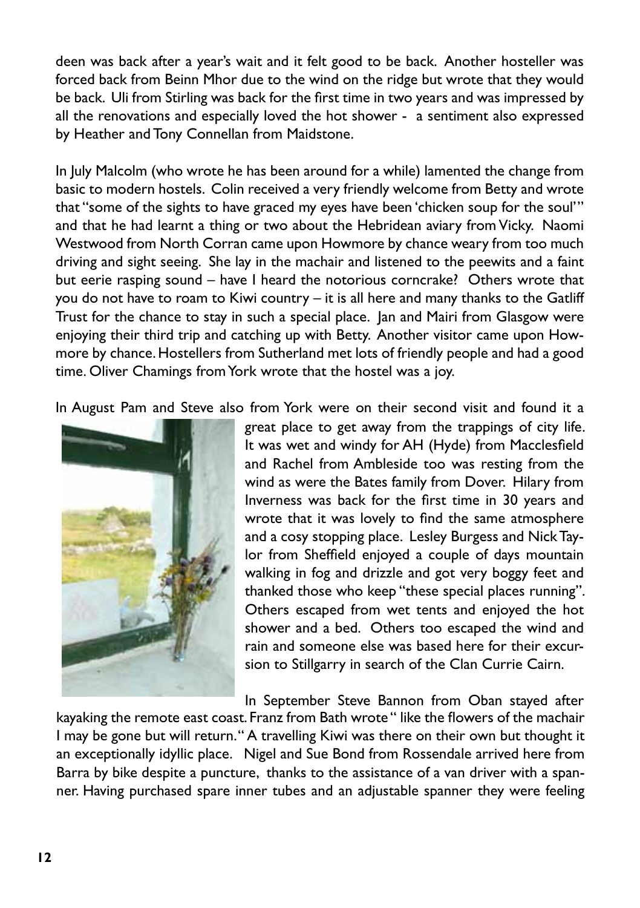deen was back after a year's wait and it felt good to be back. Another hosteller was forced back from Beinn Mhor due to the wind on the ridge but wrote that they would be back. Uli from Stirling was back for the first time in two years and was impressed by all the renovations and especially loved the hot shower - a sentiment also expressed by Heather and Tony Connellan from Maidstone.

In July Malcolm (who wrote he has been around for a while) lamented the change from basic to modern hostels. Colin received a very friendly welcome from Betty and wrote that "some of the sights to have graced my eyes have been 'chicken soup for the soul'" and that he had learnt a thing or two about the Hebridean aviary from Vicky. Naomi Westwood from North Corran came upon Howmore by chance weary from too much driving and sight seeing. She lay in the machair and listened to the peewits and a faint but eerie rasping sound – have I heard the notorious corncrake? Others wrote that you do not have to roam to Kiwi country – it is all here and many thanks to the Gatliff Trust for the chance to stay in such a special place. Jan and Mairi from Glasgow were enjoying their third trip and catching up with Betty. Another visitor came upon Howmore by chance. Hostellers from Sutherland met lots of friendly people and had a good time. Oliver Chamings from York wrote that the hostel was a joy.

In August Pam and Steve also from York were on their second visit and found it a great place to get away from the trappings of city life. It was wet and windy for AH (Hyde) from Macclesfield and Rachel from Ambleside too was resting from the wind as were the Bates family from Dover. Hilary from Inverness was back for the first time in 30 years and wrote that it was lovely to find the same atmosphere and a cosy stopping place. Lesley Burgess and Nick Taylor from Sheffield enjoyed a couple of days mountain walking in fog and drizzle and got very boggy feet and thanked those who keep "these special places running". Others escaped from wet tents and enjoyed the hot shower and a bed. Others too escaped the wind and rain and someone else was based here for their excursion to Stillgarry in search of the Clan Currie Cairn.

In September Steve Bannon from Oban stayed after kayaking the remote east coast. Franz from Bath wrote " like the flowers of the machair I may be gone but will return." A travelling Kiwi was there on their own but thought it an exceptionally idyllic place. Nigel and Sue Bond from Rossendale arrived here from Barra by bike despite a puncture, thanks to the assistance of a van driver with a spanner. Having purchased spare inner tubes and an adjustable spanner they were feeling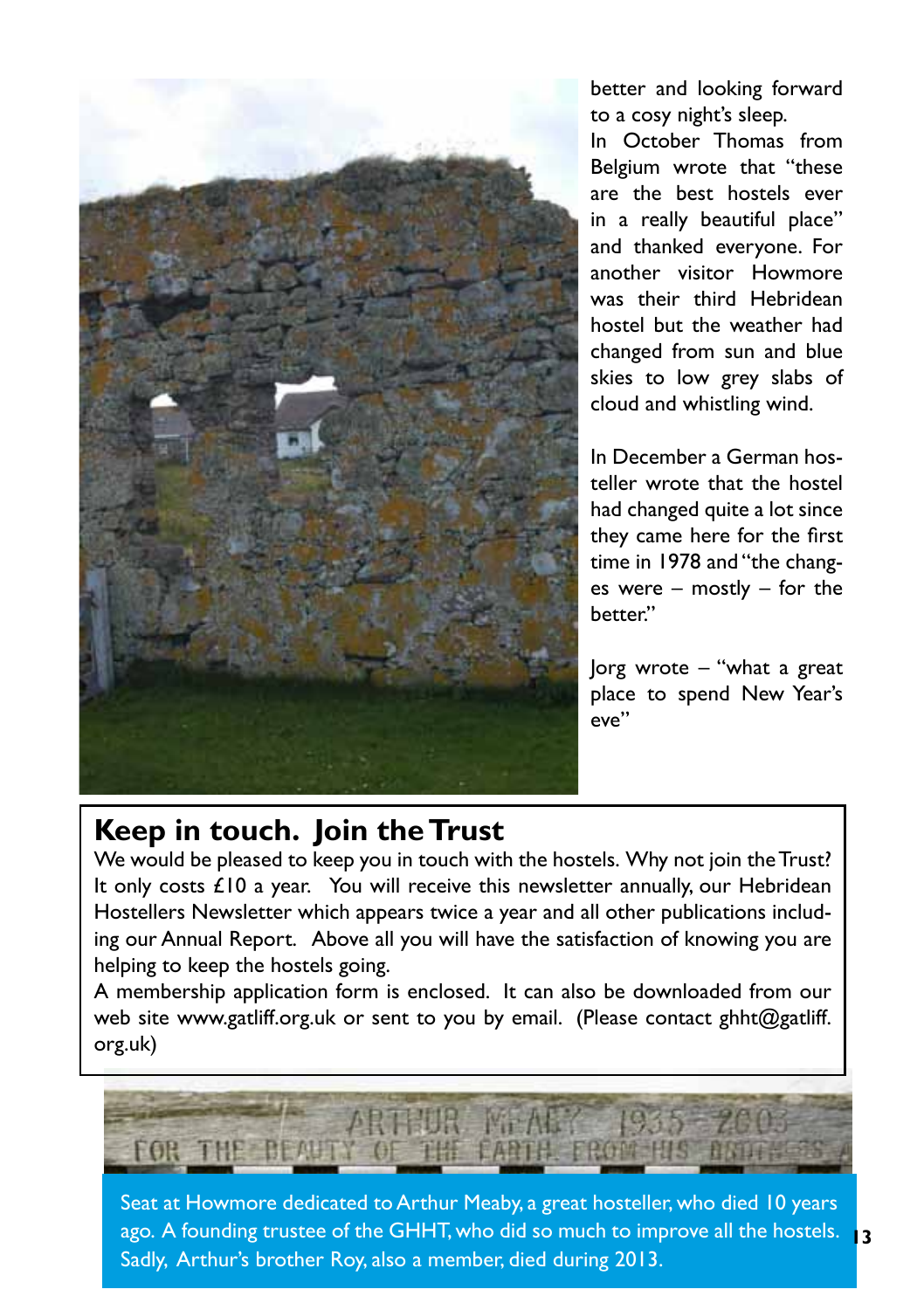better and looking forward to a cosy night's sleep.

In October Thomas from Belgium wrote that "these are the best hostels ever in a really beautiful place" and thanked everyone. For another visitor Howmore was their third Hebridean hostel but the weather had changed from sun and blue skies to low grey slabs of cloud and whistling wind.

In December a German hosteller wrote that the hostel had changed quite a lot since they came here for the first time in 1978 and "the changes were – mostly – for the better."

Jorg wrote – "what a great place to spend New Year's eve"

## Keep in touch. Join the Trust

We would be pleased to keep you in touch with the hostels. Why not join the Trust? It only costs £10 a year. You will receive this newsletter annually, our Hebridean Hostellers Newsletter which appears twice a year and all other publications including our Annual Report. Above all you will have the satisfaction of knowing you are helping to keep the hostels going.

A membership application form is enclosed. It can also be downloaded from our web site www.gatliff.org.uk or sent to you by email. (Please contact ghht@gatliff.org.uk)

Seat at Howmore dedicated to Arthur Meaby, a great hosteller, who died 10 years ago. A founding trustee of the GHHT, who did so much to improve all the hostels. Sadly, Arthur's brother Roy, also a member, died during 2013.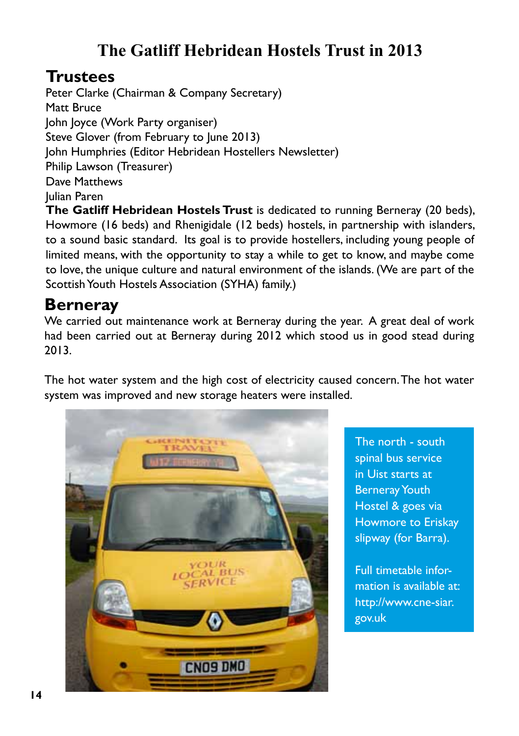# The Gatliff Hebridean Hostels Trust in 2013

## Trustees

Peter Clarke (Chairman & Company Secretary)
Matt Bruce
John Joyce (Work Party organiser)
Steve Glover (from February to June 2013)
John Humphries (Editor Hebridean Hostellers Newsletter)
Philip Lawson (Treasurer)
Dave Matthews
Julian Paren

**The Gatliff Hebridean Hostels Trust** is dedicated to running Berneray (20 beds), Howmore (16 beds) and Rhenigidale (12 beds) hostels, in partnership with islanders, to a sound basic standard. Its goal is to provide hostellers, including young people of limited means, with the opportunity to stay a while to get to know, and maybe come to love, the unique culture and natural environment of the islands. (We are part of the Scottish Youth Hostels Association (SYHA) family.)

## Berneray

We carried out maintenance work at Berneray during the year. A great deal of work had been carried out at Berneray during 2012 which stood us in good stead during 2013.

The hot water system and the high cost of electricity caused concern. The hot water system was improved and new storage heaters were installed.

The north - south spinal bus service in Uist starts at Berneray Youth Hostel & goes via Howmore to Eriskay slipway (for Barra).

Full timetable information is available at: http://www.cne-siar.gov.uk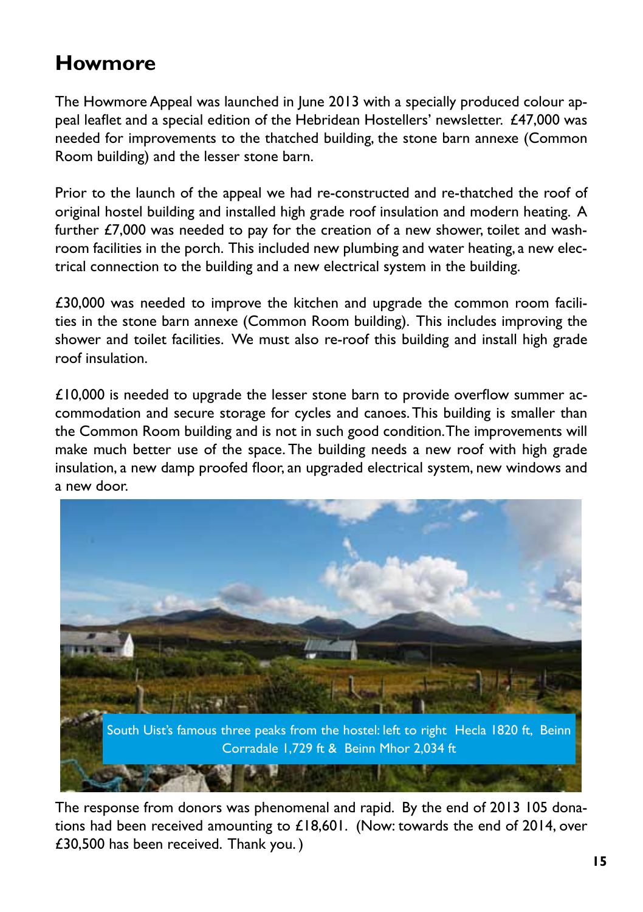## Howmore

The Howmore Appeal was launched in June 2013 with a specially produced colour appeal leaflet and a special edition of the Hebridean Hostellers' newsletter. £47,000 was needed for improvements to the thatched building, the stone barn annexe (Common Room building) and the lesser stone barn.

Prior to the launch of the appeal we had re-constructed and re-thatched the roof of original hostel building and installed high grade roof insulation and modern heating. A further £7,000 was needed to pay for the creation of a new shower, toilet and washroom facilities in the porch. This included new plumbing and water heating, a new electrical connection to the building and a new electrical system in the building.

£30,000 was needed to improve the kitchen and upgrade the common room facilities in the stone barn annexe (Common Room building). This includes improving the shower and toilet facilities. We must also re-roof this building and install high grade roof insulation.

£10,000 is needed to upgrade the lesser stone barn to provide overflow summer accommodation and secure storage for cycles and canoes. This building is smaller than the Common Room building and is not in such good condition. The improvements will make much better use of the space. The building needs a new roof with high grade insulation, a new damp proofed floor, an upgraded electrical system, new windows and a new door.

South Uist's famous three peaks from the hostel: left to right Hecla 1820 ft, Beinn Corradale 1,729 ft & Beinn Mhor 2,034 ft

The response from donors was phenomenal and rapid. By the end of 2013 105 donations had been received amounting to £18,601. (Now: towards the end of 2014, over £30,500 has been received. Thank you.)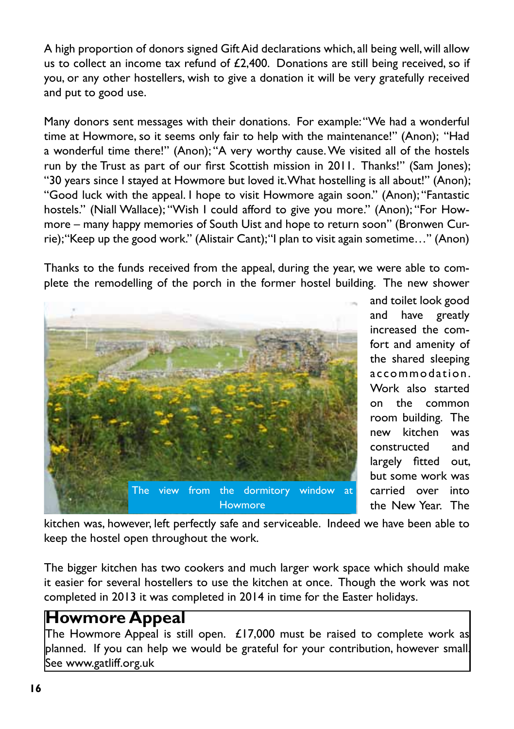A high proportion of donors signed Gift Aid declarations which, all being well, will allow us to collect an income tax refund of £2,400. Donations are still being received, so if you, or any other hostellers, wish to give a donation it will be very gratefully received and put to good use.

Many donors sent messages with their donations. For example: "We had a wonderful time at Howmore, so it seems only fair to help with the maintenance!" (Anon); "Had a wonderful time there!" (Anon); "A very worthy cause. We visited all of the hostels run by the Trust as part of our first Scottish mission in 2011. Thanks!" (Sam Jones); "30 years since I stayed at Howmore but loved it. What hostelling is all about!" (Anon); "Good luck with the appeal. I hope to visit Howmore again soon." (Anon); "Fantastic hostels." (Niall Wallace); "Wish I could afford to give you more." (Anon); "For Howmore – many happy memories of South Uist and hope to return soon" (Bronwen Currie); "Keep up the good work." (Alistair Cant); "I plan to visit again sometime…" (Anon)

Thanks to the funds received from the appeal, during the year, we were able to complete the remodelling of the porch in the former hostel building. The new shower and toilet look good and have greatly increased the comfort and amenity of the shared sleeping accommodation. Work also started on the common room building. The new kitchen was constructed and largely fitted out, but some work was carried over into the New Year. The kitchen was, however, left perfectly safe and serviceable. Indeed we have been able to keep the hostel open throughout the work.

The view from the dormitory window at Howmore

The bigger kitchen has two cookers and much larger work space which should make it easier for several hostellers to use the kitchen at once. Though the work was not completed in 2013 it was completed in 2014 in time for the Easter holidays.

## Howmore Appeal

The Howmore Appeal is still open. £17,000 must be raised to complete work as planned. If you can help we would be grateful for your contribution, however small. See www.gatliff.org.uk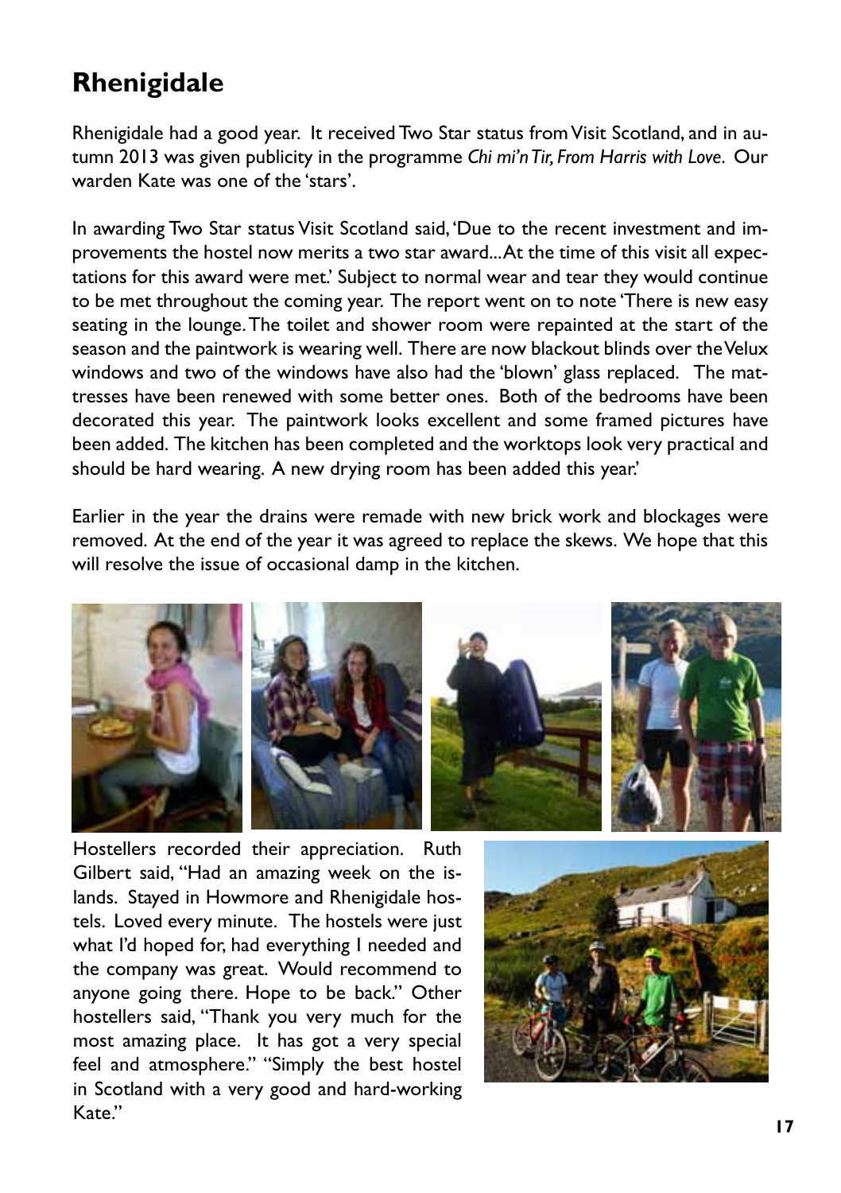## Rhenigidale

Rhenigidale had a good year. It received Two Star status from Visit Scotland, and in autumn 2013 was given publicity in the programme *Chi mi'n Tir, From Harris with Love*. Our warden Kate was one of the 'stars'.

In awarding Two Star status Visit Scotland said, 'Due to the recent investment and improvements the hostel now merits a two star award...At the time of this visit all expectations for this award were met.' Subject to normal wear and tear they would continue to be met throughout the coming year. The report went on to note 'There is new easy seating in the lounge. The toilet and shower room were repainted at the start of the season and the paintwork is wearing well. There are now blackout blinds over the Velux windows and two of the windows have also had the 'blown' glass replaced. The mattresses have been renewed with some better ones. Both of the bedrooms have been decorated this year. The paintwork looks excellent and some framed pictures have been added. The kitchen has been completed and the worktops look very practical and should be hard wearing. A new drying room has been added this year.'

Earlier in the year the drains were remade with new brick work and blockages were removed. At the end of the year it was agreed to replace the skews. We hope that this will resolve the issue of occasional damp in the kitchen.

Hostellers recorded their appreciation. Ruth Gilbert said, "Had an amazing week on the islands. Stayed in Howmore and Rhenigidale hostels. Loved every minute. The hostels were just what I'd hoped for, had everything I needed and the company was great. Would recommend to anyone going there. Hope to be back." Other hostellers said, "Thank you very much for the most amazing place. It has got a very special feel and atmosphere." "Simply the best hostel in Scotland with a very good and hard-working Kate."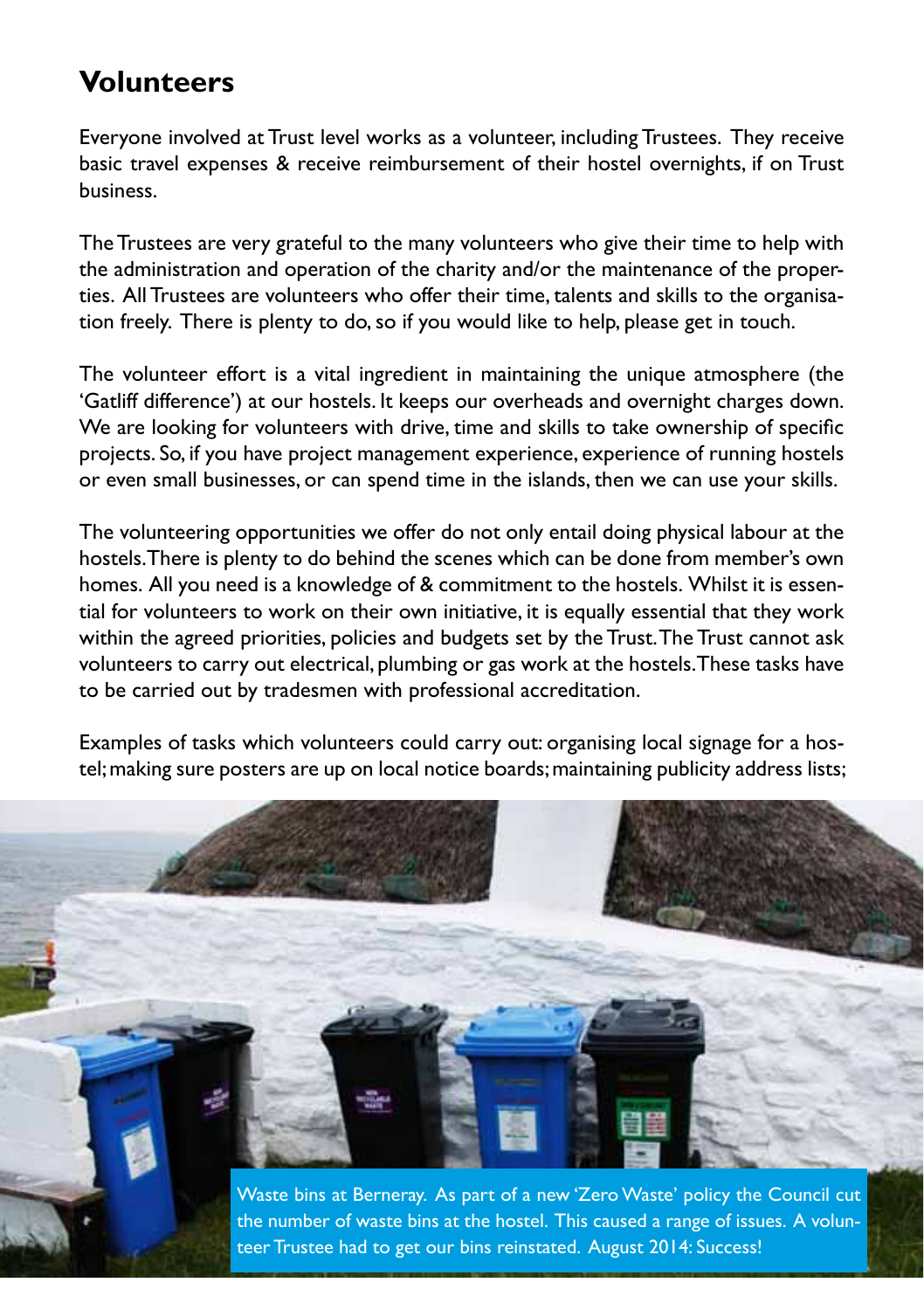## Volunteers

Everyone involved at Trust level works as a volunteer, including Trustees. They receive basic travel expenses & receive reimbursement of their hostel overnights, if on Trust business.

The Trustees are very grateful to the many volunteers who give their time to help with the administration and operation of the charity and/or the maintenance of the properties. All Trustees are volunteers who offer their time, talents and skills to the organisation freely. There is plenty to do, so if you would like to help, please get in touch.

The volunteer effort is a vital ingredient in maintaining the unique atmosphere (the 'Gatliff difference') at our hostels. It keeps our overheads and overnight charges down. We are looking for volunteers with drive, time and skills to take ownership of specific projects. So, if you have project management experience, experience of running hostels or even small businesses, or can spend time in the islands, then we can use your skills.

The volunteering opportunities we offer do not only entail doing physical labour at the hostels. There is plenty to do behind the scenes which can be done from member's own homes. All you need is a knowledge of & commitment to the hostels. Whilst it is essential for volunteers to work on their own initiative, it is equally essential that they work within the agreed priorities, policies and budgets set by the Trust. The Trust cannot ask volunteers to carry out electrical, plumbing or gas work at the hostels. These tasks have to be carried out by tradesmen with professional accreditation.

Examples of tasks which volunteers could carry out: organising local signage for a hostel; making sure posters are up on local notice boards; maintaining publicity address lists;

Waste bins at Berneray. As part of a new 'Zero Waste' policy the Council cut the number of waste bins at the hostel. This caused a range of issues. A volunteer Trustee had to get our bins reinstated. August 2014: Success!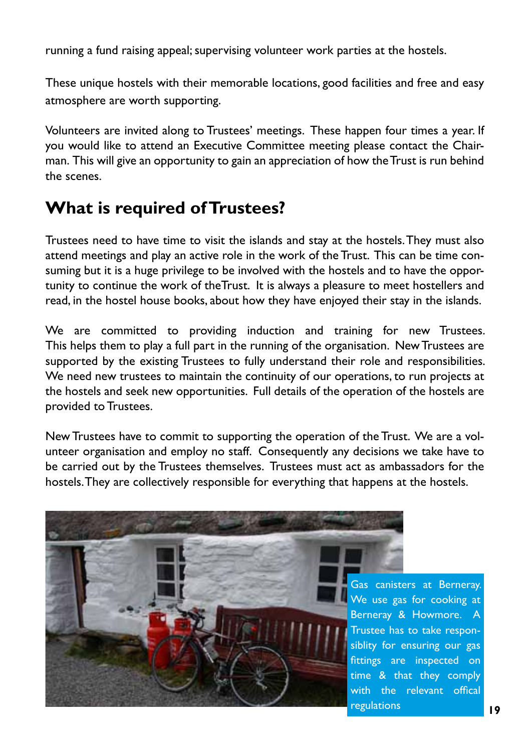running a fund raising appeal; supervising volunteer work parties at the hostels.

These unique hostels with their memorable locations, good facilities and free and easy atmosphere are worth supporting.

Volunteers are invited along to Trustees' meetings. These happen four times a year. If you would like to attend an Executive Committee meeting please contact the Chairman. This will give an opportunity to gain an appreciation of how the Trust is run behind the scenes.

## What is required of Trustees?

Trustees need to have time to visit the islands and stay at the hostels. They must also attend meetings and play an active role in the work of the Trust. This can be time consuming but it is a huge privilege to be involved with the hostels and to have the opportunity to continue the work of the Trust. It is always a pleasure to meet hostellers and read, in the hostel house books, about how they have enjoyed their stay in the islands.

We are committed to providing induction and training for new Trustees. This helps them to play a full part in the running of the organisation. New Trustees are supported by the existing Trustees to fully understand their role and responsibilities. We need new trustees to maintain the continuity of our operations, to run projects at the hostels and seek new opportunities. Full details of the operation of the hostels are provided to Trustees.

New Trustees have to commit to supporting the operation of the Trust. We are a volunteer organisation and employ no staff. Consequently any decisions we take have to be carried out by the Trustees themselves. Trustees must act as ambassadors for the hostels. They are collectively responsible for everything that happens at the hostels.

Gas canisters at Berneray. We use gas for cooking at Berneray & Howmore. A Trustee has to take responsiblity for ensuring our gas fittings are inspected on time & that they comply with the relevant offical regulations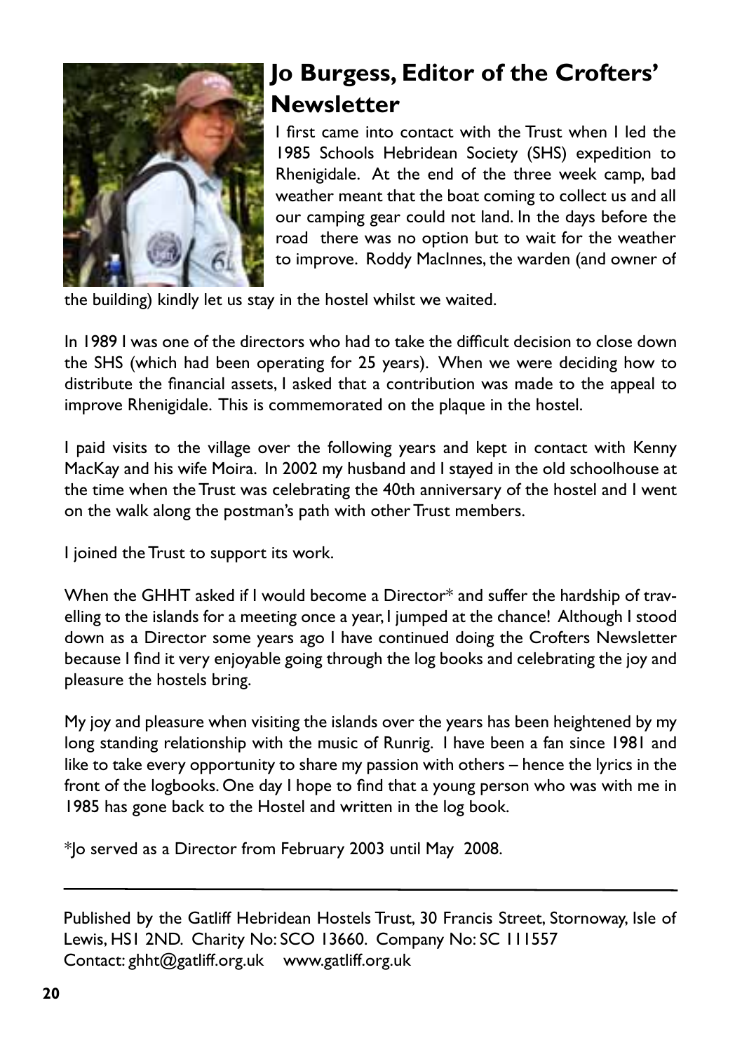## Jo Burgess, Editor of the Crofters' Newsletter

I first came into contact with the Trust when I led the 1985 Schools Hebridean Society (SHS) expedition to Rhenigidale. At the end of the three week camp, bad weather meant that the boat coming to collect us and all our camping gear could not land. In the days before the road there was no option but to wait for the weather to improve. Roddy MacInnes, the warden (and owner of the building) kindly let us stay in the hostel whilst we waited.

In 1989 I was one of the directors who had to take the difficult decision to close down the SHS (which had been operating for 25 years). When we were deciding how to distribute the financial assets, I asked that a contribution was made to the appeal to improve Rhenigidale. This is commemorated on the plaque in the hostel.

I paid visits to the village over the following years and kept in contact with Kenny MacKay and his wife Moira. In 2002 my husband and I stayed in the old schoolhouse at the time when the Trust was celebrating the 40th anniversary of the hostel and I went on the walk along the postman's path with other Trust members.

I joined the Trust to support its work.

When the GHHT asked if I would become a Director* and suffer the hardship of travelling to the islands for a meeting once a year, I jumped at the chance! Although I stood down as a Director some years ago I have continued doing the Crofters Newsletter because I find it very enjoyable going through the log books and celebrating the joy and pleasure the hostels bring.

My joy and pleasure when visiting the islands over the years has been heightened by my long standing relationship with the music of Runrig. I have been a fan since 1981 and like to take every opportunity to share my passion with others – hence the lyrics in the front of the logbooks. One day I hope to find that a young person who was with me in 1985 has gone back to the Hostel and written in the log book.

*Jo served as a Director from February 2003 until May 2008.

---

Published by the Gatliff Hebridean Hostels Trust, 30 Francis Street, Stornoway, Isle of Lewis, HS1 2ND. Charity No: SCO 13660. Company No: SC 111557
Contact: ghht@gatliff.org.uk www.gatliff.org.uk